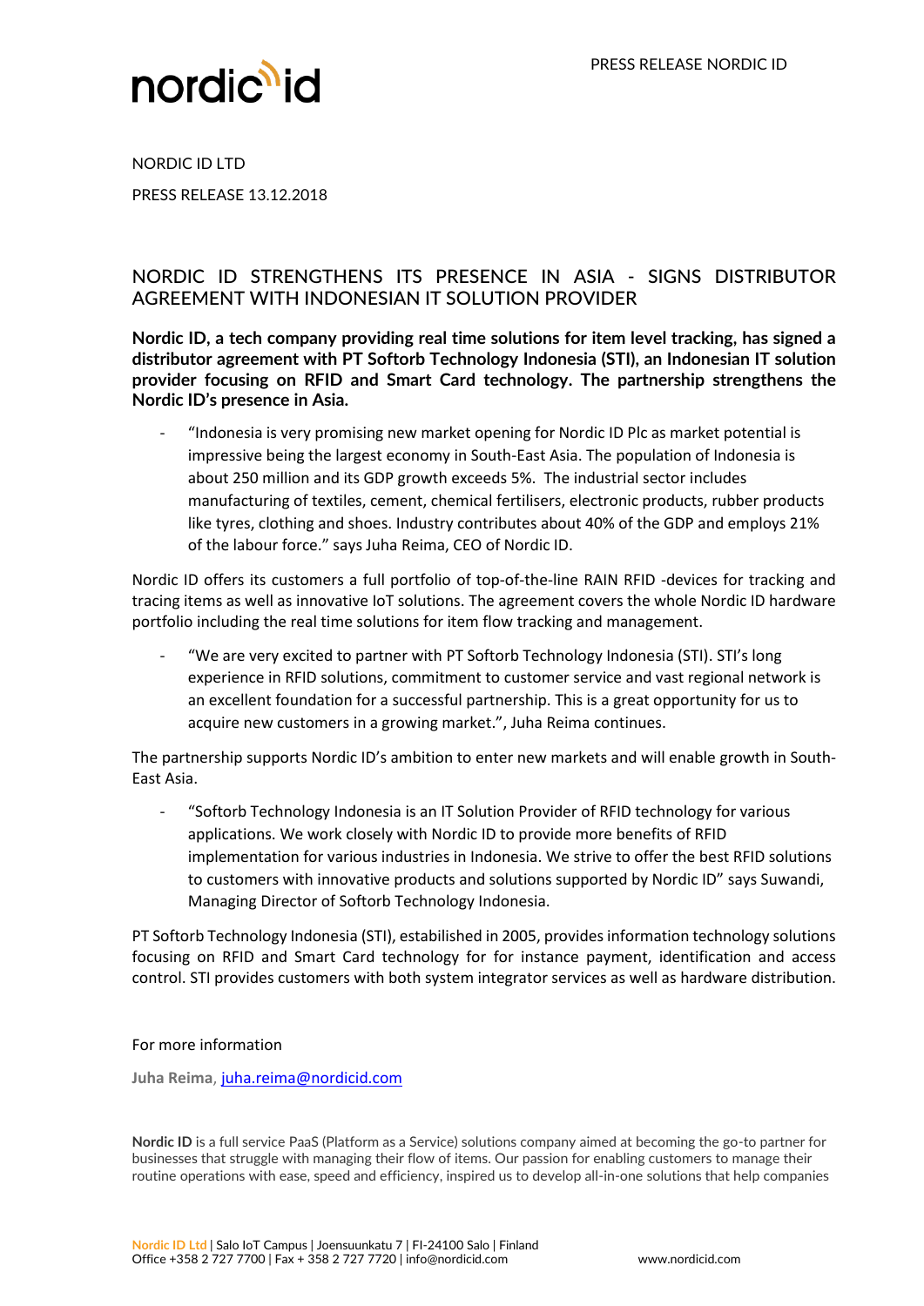NORDIC ID LTD

PRESS RELEASE 13.12.2018

## NORDIC ID STRENGTHENS ITS PRESENCE IN ASIA - SIGNS DISTRIBUTOR AGREEMENT WITH INDONESIAN IT SOLUTION PROVIDER

**Nordic ID, a tech company providing real time solutions for item level tracking, has signed a distributor agreement with PT Softorb Technology Indonesia (STI), an Indonesian IT solution provider focusing on RFID and Smart Card technology. The partnership strengthens the Nordic ID's presence in Asia.**

- "Indonesia is very promising new market opening for Nordic ID Plc as market potential is impressive being the largest economy in South-East Asia. The population of Indonesia is about 250 million and its GDP growth exceeds 5%. The industrial sector includes manufacturing of textiles, cement, chemical fertilisers, electronic products, rubber products like tyres, clothing and shoes. Industry contributes about 40% of the GDP and employs 21% of the labour force." says Juha Reima, CEO of Nordic ID.

Nordic ID offers its customers a full portfolio of top-of-the-line RAIN RFID -devices for tracking and tracing items as well as innovative IoT solutions. The agreement covers the whole Nordic ID hardware portfolio including the real time solutions for item flow tracking and management.

- "We are very excited to partner with PT Softorb Technology Indonesia (STI). STI's long experience in RFID solutions, commitment to customer service and vast regional network is an excellent foundation for a successful partnership. This is a great opportunity for us to acquire new customers in a growing market.", Juha Reima continues.

The partnership supports Nordic ID's ambition to enter new markets and will enable growth in South-East Asia.

- "Softorb Technology Indonesia is an IT Solution Provider of RFID technology for various applications. We work closely with Nordic ID to provide more benefits of RFID implementation for various industries in Indonesia. We strive to offer the best RFID solutions to customers with innovative products and solutions supported by Nordic ID" says Suwandi, Managing Director of Softorb Technology Indonesia.

PT Softorb Technology Indonesia (STI), estabilished in 2005, provides information technology solutions focusing on RFID and Smart Card technology for for instance payment, identification and access control. STI provides customers with both system integrator services as well as hardware distribution.

For more information

**Juha Reima**, juha.reima@nordicid.com

**Nordic ID** is a full service PaaS (Platform as a Service) solutions company aimed at becoming the go-to partner for businesses that struggle with managing their flow of items. Our passion for enabling customers to manage their routine operations with ease, speed and efficiency, inspired us to develop all-in-one solutions that help companies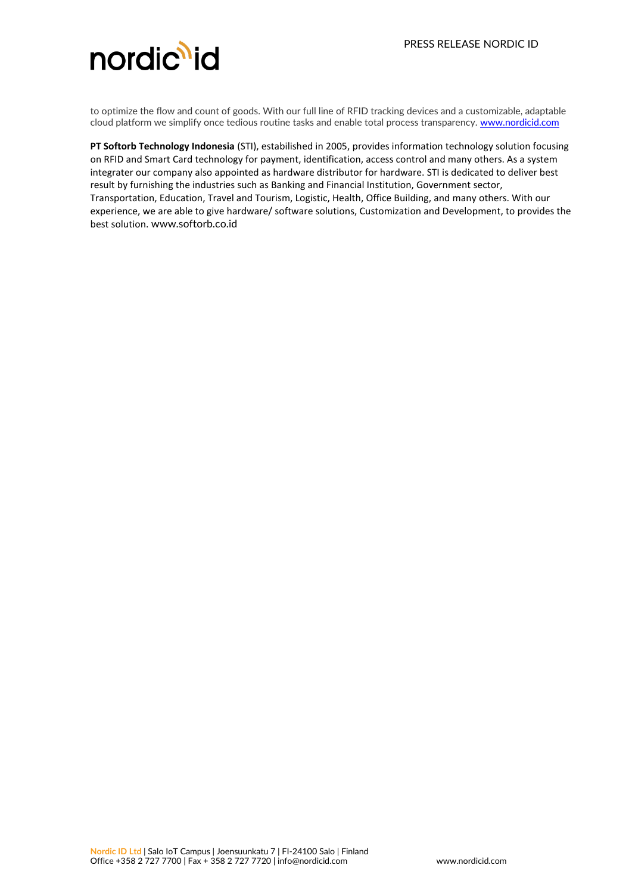to optimize the flow and count of goods. With our full line of RFID tracking devices and a customizable, adaptable cloud platform we simplify once tedious routine tasks and enable total process transparency. www.nordicid.com

**PT Softorb Technology Indonesia** (STI), estabilished in 2005, provides information technology solution focusing on RFID and Smart Card technology for payment, identification, access control and many others. As a system integrater our company also appointed as hardware distributor for hardware. STI is dedicated to deliver best result by furnishing the industries such as Banking and Financial Institution, Government sector, Transportation, Education, Travel and Tourism, Logistic, Health, Office Building, and many others. With our experience, we are able to give hardware/ software solutions, Customization and Development, to provides the best solution. www.softorb.co.id